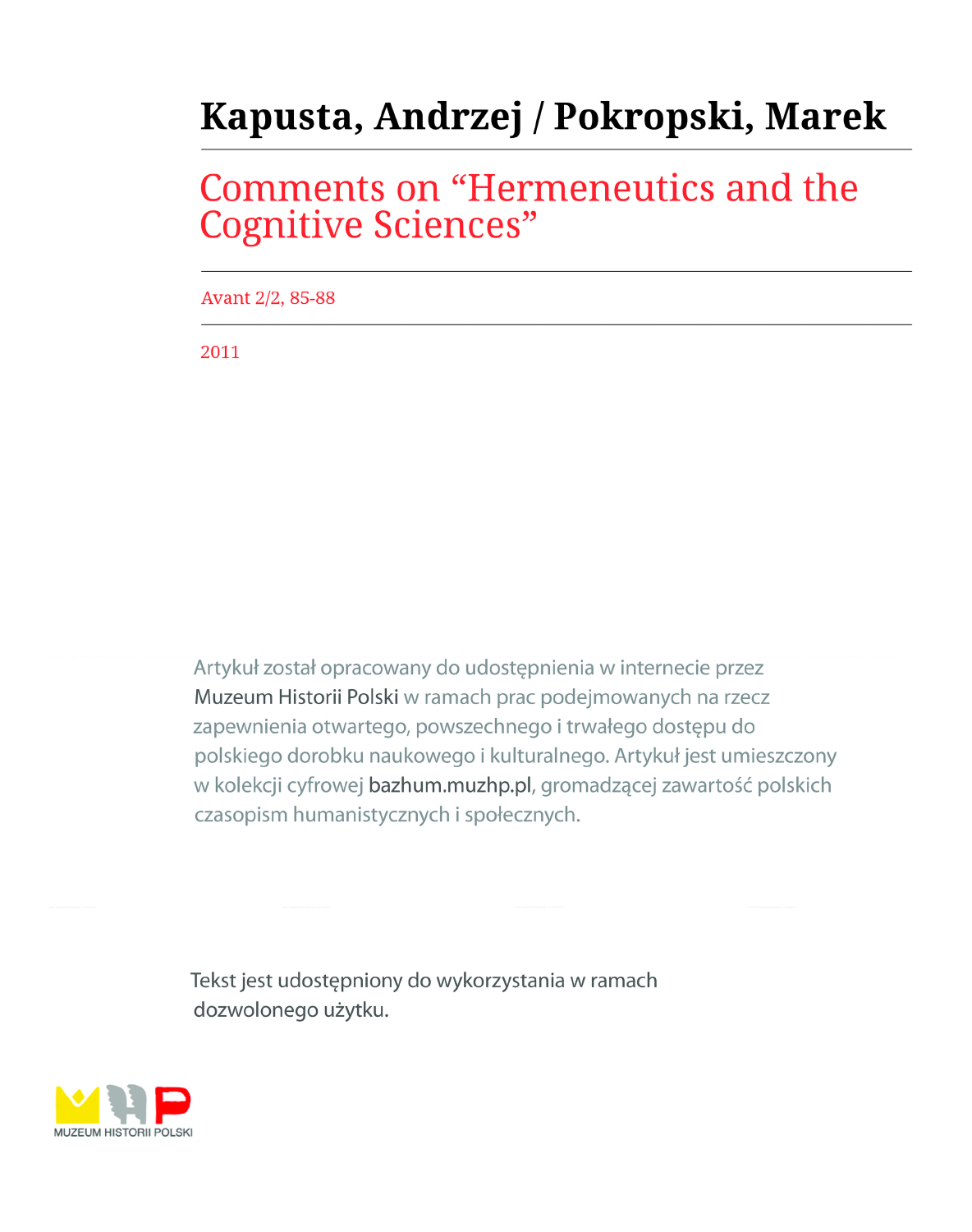# Kapusta, Andrzej / Pokropski, Marek

## Comments on “Hermeneutics and the Cognitive Sciences”

Avant 2/2, 85-88

2011

Artykuł został opracowany do udostępnienia w internecie przez Muzeum Historii Polski w ramach prac podejmowanych na rzecz zapewnienia otwartego, powszechnego i trwałego dostępu do polskiego dorobku naukowego i kulturalnego. Artykuł jest umieszczony w kolekcji cyfrowej bazhum.muzhp.pl, gromadzącej zawartość polskich czasopism humanistycznych i społecznych.

Tekst jest udostępniony do wykorzystania w ramach dozwolonego użytku.

MUZEUM HISTORII POLSKI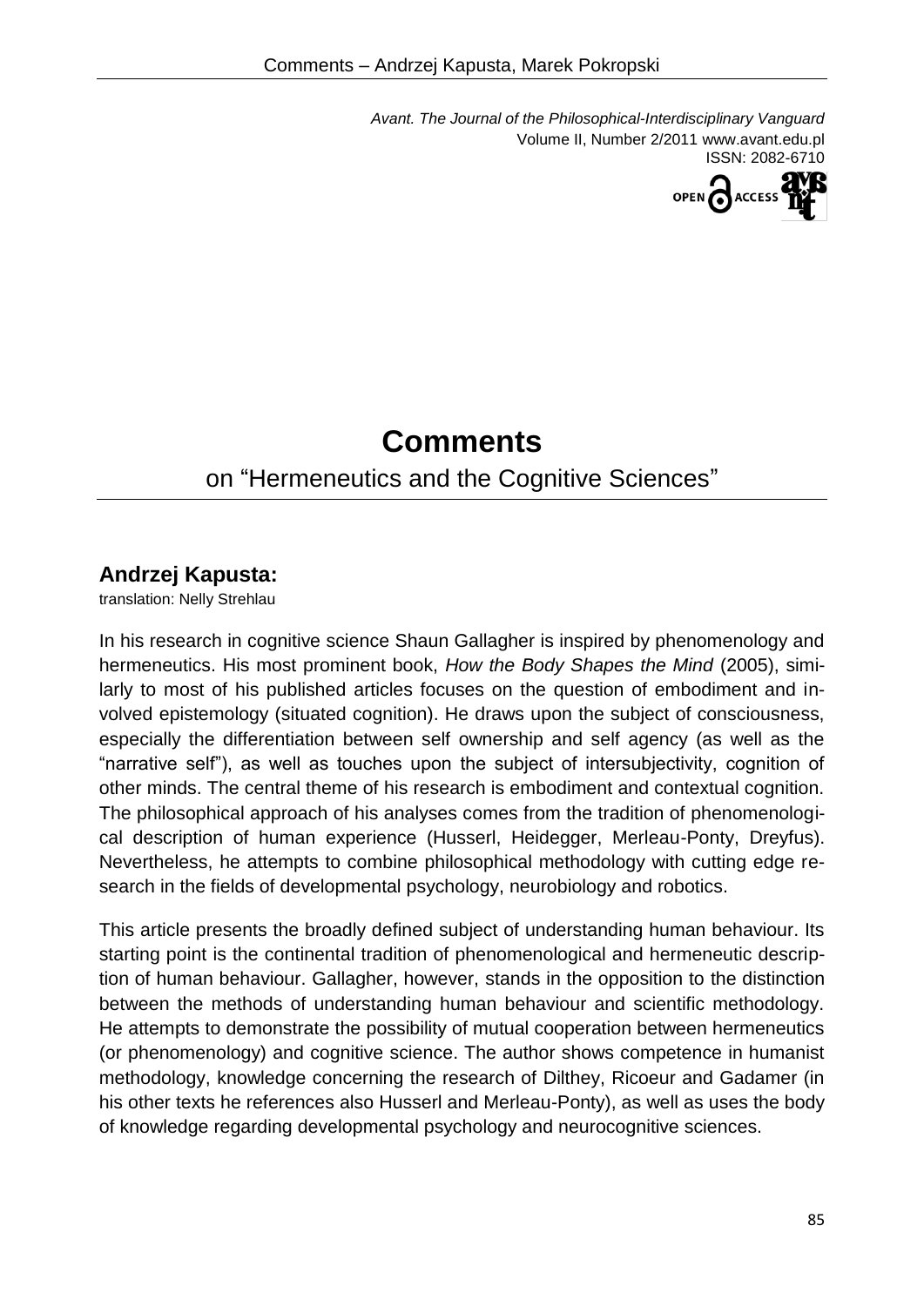# Comments

on “Hermeneutics and the Cognitive Sciences”

### Andrzej Kapusta:

translation: Nelly Strehlau

In his research in cognitive science Shaun Gallagher is inspired by phenomenology and hermeneutics. His most prominent book, *How the Body Shapes the Mind* (2005), similarly to most of his published articles focuses on the question of embodiment and involved epistemology (situated cognition). He draws upon the subject of consciousness, especially the differentiation between self ownership and self agency (as well as the “narrative self”), as well as touches upon the subject of intersubjectivity, cognition of other minds. The central theme of his research is embodiment and contextual cognition. The philosophical approach of his analyses comes from the tradition of phenomenological description of human experience (Husserl, Heidegger, Merleau-Ponty, Dreyfus). Nevertheless, he attempts to combine philosophical methodology with cutting edge research in the fields of developmental psychology, neurobiology and robotics.

This article presents the broadly defined subject of understanding human behaviour. Its starting point is the continental tradition of phenomenological and hermeneutic description of human behaviour. Gallagher, however, stands in the opposition to the distinction between the methods of understanding human behaviour and scientific methodology. He attempts to demonstrate the possibility of mutual cooperation between hermeneutics (or phenomenology) and cognitive science. The author shows competence in humanist methodology, knowledge concerning the research of Dilthey, Ricoeur and Gadamer (in his other texts he references also Husserl and Merleau-Ponty), as well as uses the body of knowledge regarding developmental psychology and neurocognitive sciences.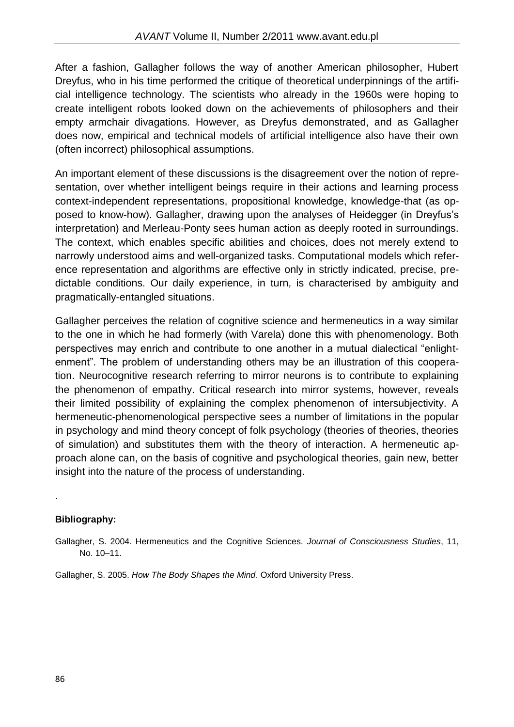After a fashion, Gallagher follows the way of another American philosopher, Hubert Dreyfus, who in his time performed the critique of theoretical underpinnings of the artificial intelligence technology. The scientists who already in the 1960s were hoping to create intelligent robots looked down on the achievements of philosophers and their empty armchair divagations. However, as Dreyfus demonstrated, and as Gallagher does now, empirical and technical models of artificial intelligence also have their own (often incorrect) philosophical assumptions.

An important element of these discussions is the disagreement over the notion of representation, over whether intelligent beings require in their actions and learning process context-independent representations, propositional knowledge, knowledge-that (as opposed to know-how). Gallagher, drawing upon the analyses of Heidegger (in Dreyfus's interpretation) and Merleau-Ponty sees human action as deeply rooted in surroundings. The context, which enables specific abilities and choices, does not merely extend to narrowly understood aims and well-organized tasks. Computational models which reference representation and algorithms are effective only in strictly indicated, precise, predictable conditions. Our daily experience, in turn, is characterised by ambiguity and pragmatically-entangled situations.

Gallagher perceives the relation of cognitive science and hermeneutics in a way similar to the one in which he had formerly (with Varela) done this with phenomenology. Both perspectives may enrich and contribute to one another in a mutual dialectical "enlightenment". The problem of understanding others may be an illustration of this cooperation. Neurocognitive research referring to mirror neurons is to contribute to explaining the phenomenon of empathy. Critical research into mirror systems, however, reveals their limited possibility of explaining the complex phenomenon of intersubjectivity. A hermeneutic-phenomenological perspective sees a number of limitations in the popular in psychology and mind theory concept of folk psychology (theories of theories, theories of simulation) and substitutes them with the theory of interaction. A hermeneutic approach alone can, on the basis of cognitive and psychological theories, gain new, better insight into the nature of the process of understanding.

.

**Bibliography:**

Gallagher, S. 2004. Hermeneutics and the Cognitive Sciences. *Journal of Consciousness Studies*, 11, No. 10–11.

Gallagher, S. 2005. *How The Body Shapes the Mind.* Oxford University Press.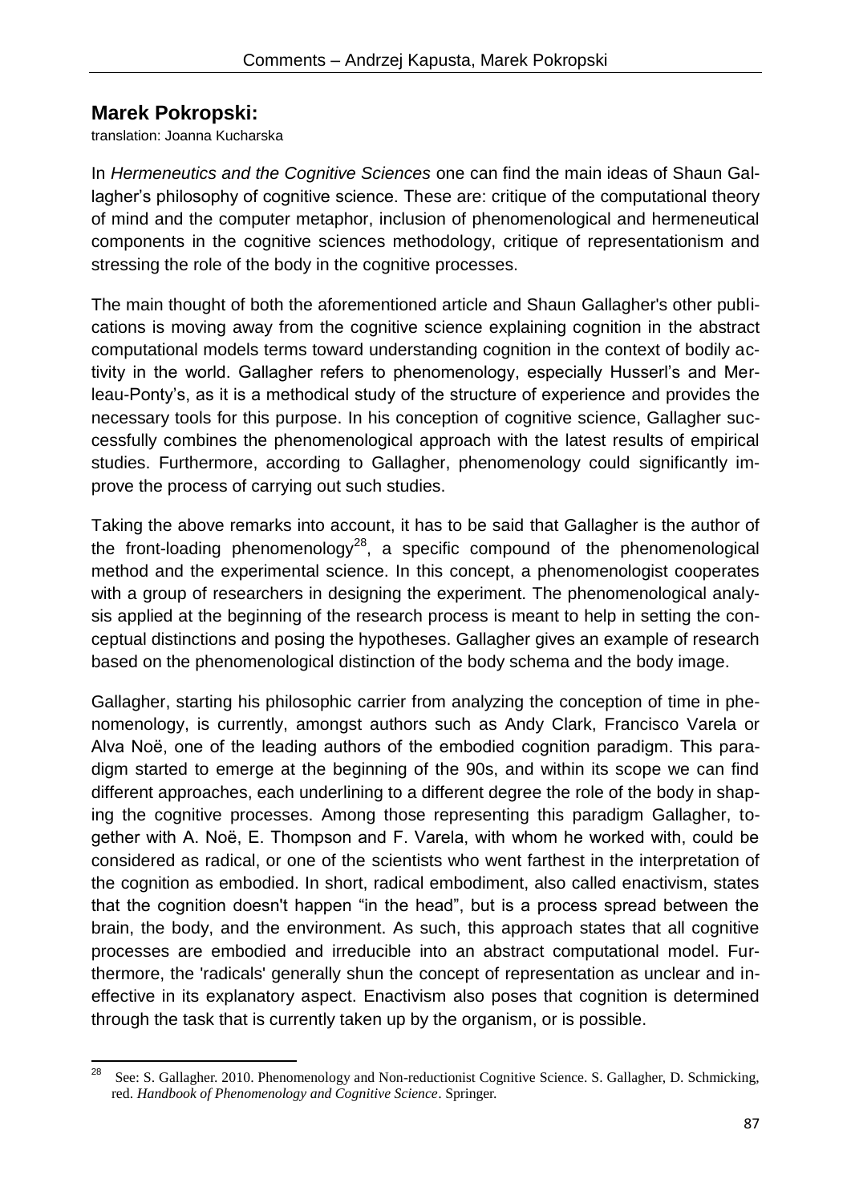## Marek Pokropski:

translation: Joanna Kucharska

In *Hermeneutics and the Cognitive Sciences* one can find the main ideas of Shaun Gallagher's philosophy of cognitive science. These are: critique of the computational theory of mind and the computer metaphor, inclusion of phenomenological and hermeneutical components in the cognitive sciences methodology, critique of representationism and stressing the role of the body in the cognitive processes.

The main thought of both the aforementioned article and Shaun Gallagher's other publications is moving away from the cognitive science explaining cognition in the abstract computational models terms toward understanding cognition in the context of bodily activity in the world. Gallagher refers to phenomenology, especially Husserl's and Merleau-Ponty's, as it is a methodical study of the structure of experience and provides the necessary tools for this purpose. In his conception of cognitive science, Gallagher successfully combines the phenomenological approach with the latest results of empirical studies. Furthermore, according to Gallagher, phenomenology could significantly improve the process of carrying out such studies.

Taking the above remarks into account, it has to be said that Gallagher is the author of the front-loading phenomenology[28], a specific compound of the phenomenological method and the experimental science. In this concept, a phenomenologist cooperates with a group of researchers in designing the experiment. The phenomenological analysis applied at the beginning of the research process is meant to help in setting the conceptual distinctions and posing the hypotheses. Gallagher gives an example of research based on the phenomenological distinction of the body schema and the body image.

Gallagher, starting his philosophic carrier from analyzing the conception of time in phenomenology, is currently, amongst authors such as Andy Clark, Francisco Varela or Alva Noë, one of the leading authors of the embodied cognition paradigm. This paradigm started to emerge at the beginning of the 90s, and within its scope we can find different approaches, each underlining to a different degree the role of the body in shaping the cognitive processes. Among those representing this paradigm Gallagher, together with A. Noë, E. Thompson and F. Varela, with whom he worked with, could be considered as radical, or one of the scientists who went farthest in the interpretation of the cognition as embodied. In short, radical embodiment, also called enactivism, states that the cognition doesn't happen "in the head", but is a process spread between the brain, the body, and the environment. As such, this approach states that all cognitive processes are embodied and irreducible into an abstract computational model. Furthermore, the 'radicals' generally shun the concept of representation as unclear and ineffective in its explanatory aspect. Enactivism also poses that cognition is determined through the task that is currently taken up by the organism, or is possible.

---

[28] See: S. Gallagher. 2010. Phenomenology and Non-reductionist Cognitive Science. S. Gallagher, D. Schmicking, red. *Handbook of Phenomenology and Cognitive Science*. Springer.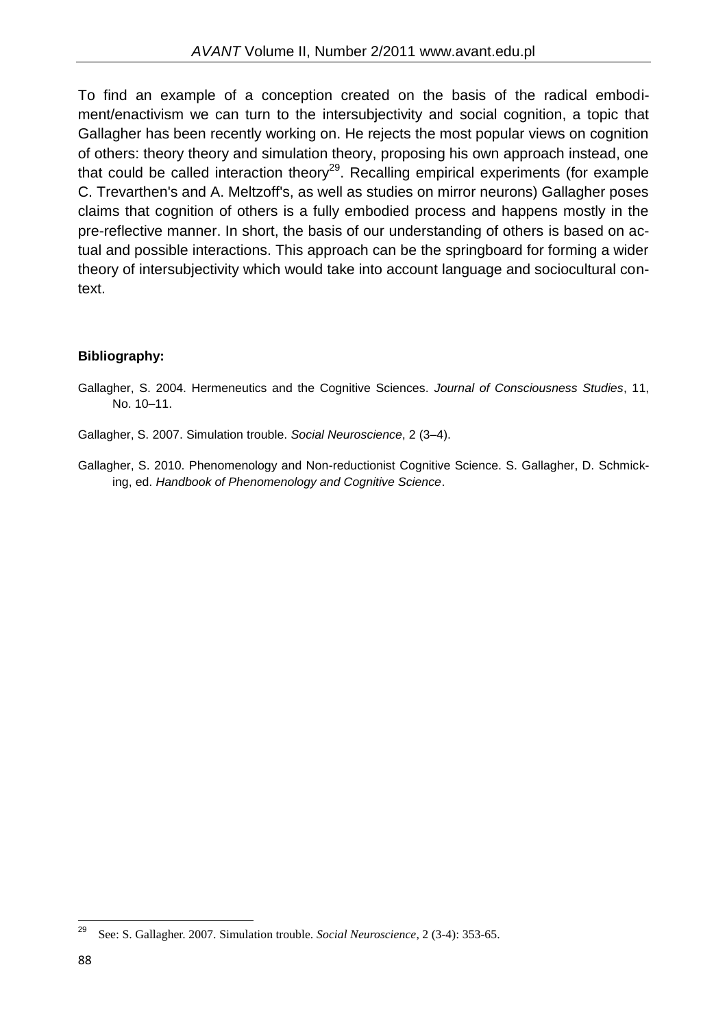To find an example of a conception created on the basis of the radical embodiment/enactivism we can turn to the intersubjectivity and social cognition, a topic that Gallagher has been recently working on. He rejects the most popular views on cognition of others: theory theory and simulation theory, proposing his own approach instead, one that could be called interaction theory[29]. Recalling empirical experiments (for example C. Trevarthen's and A. Meltzoff's, as well as studies on mirror neurons) Gallagher poses claims that cognition of others is a fully embodied process and happens mostly in the pre-reflective manner. In short, the basis of our understanding of others is based on actual and possible interactions. This approach can be the springboard for forming a wider theory of intersubjectivity which would take into account language and sociocultural context.

**Bibliography:**

Gallagher, S. 2004. Hermeneutics and the Cognitive Sciences. *Journal of Consciousness Studies*, 11, No. 10–11.

Gallagher, S. 2007. Simulation trouble. *Social Neuroscience*, 2 (3–4).

Gallagher, S. 2010. Phenomenology and Non-reductionist Cognitive Science. S. Gallagher, D. Schmicking, ed. *Handbook of Phenomenology and Cognitive Science*.

---

[29] See: S. Gallagher. 2007. Simulation trouble. *Social Neuroscience*, 2 (3-4): 353-65.